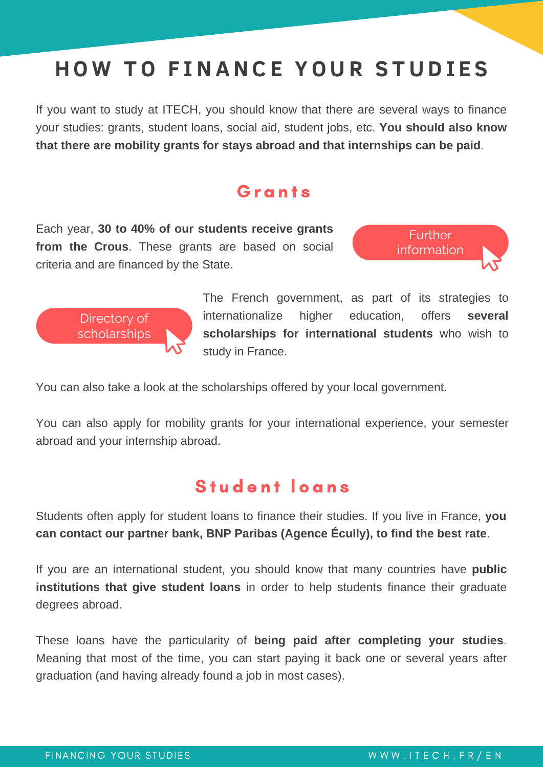# HOW TO FINANCE YOUR STUDIES

If you want to study at ITECH, you should know that there are several ways to finance your studies: grants, student loans, social aid, student jobs, etc. **You should also know that there are mobility grants for stays abroad and that internships can be paid**.

## Grants

Each year, **30 to 40% of our students receive grants from the Crous**. These grants are based on social criteria and are financed by the State.

Further information

Directory of scholarships

The French government, as part of its strategies to internationalize higher education, offers **several scholarships for international students** who wish to study in France.

You can also take a look at the scholarships offered by your local government.

You can also apply for mobility grants for your international experience, your semester abroad and your internship abroad.

## Student loans

Students often apply for student loans to finance their studies. If you live in France, **you can contact our partner bank, BNP Paribas (Agence Écully), to find the best rate**.

If you are an international student, you should know that many countries have **public institutions that give student loans** in order to help students finance their graduate degrees abroad.

These loans have the particularity of **being paid after completing your studies**. Meaning that most of the time, you can start paying it back one or several years after graduation (and having already found a job in most cases).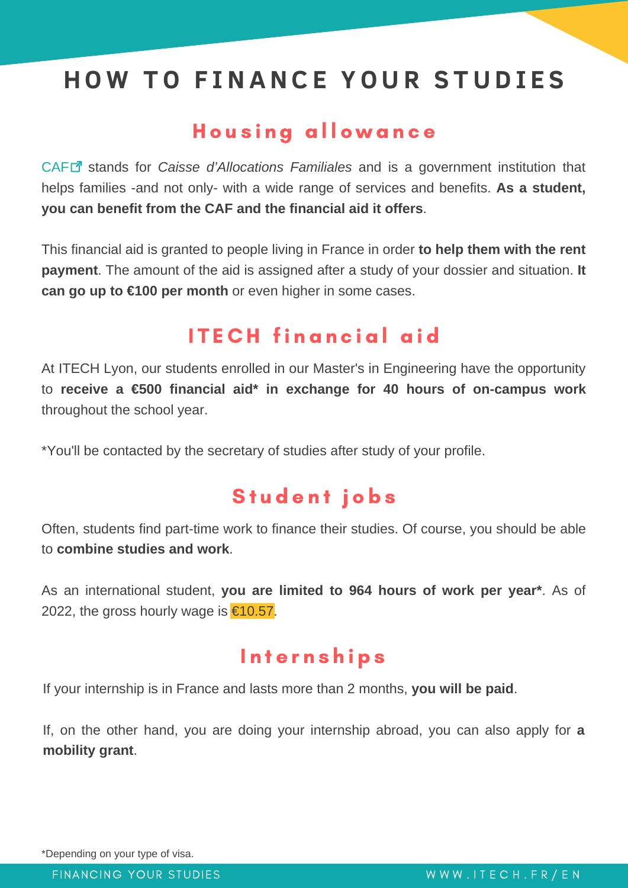# HOW TO FINANCE YOUR STUDIES

## Housing allowance

CAF stands for *Caisse d'Allocations Familiales* and is a government institution that helps families -and not only- with a wide range of services and benefits. **As a student, you can benefit from the CAF and the financial aid it offers**.

This financial aid is granted to people living in France in order **to help them with the rent payment**. The amount of the aid is assigned after a study of your dossier and situation. **It can go up to €100 per month** or even higher in some cases.

## ITECH financial aid

At ITECH Lyon, our students enrolled in our Master's in Engineering have the opportunity to **receive a €500 financial aid* in exchange for 40 hours of on-campus work** throughout the school year.

*You'll be contacted by the secretary of studies after study of your profile.

## Student jobs

Often, students find part-time work to finance their studies. Of course, you should be able to **combine studies and work**.

As an international student, **you are limited to 964 hours of work per year***. As of 2022, the gross hourly wage is €10.57.

## Internships

If your internship is in France and lasts more than 2 months, **you will be paid**.

If, on the other hand, you are doing your internship abroad, you can also apply for **a mobility grant**.

*Depending on your type of visa.